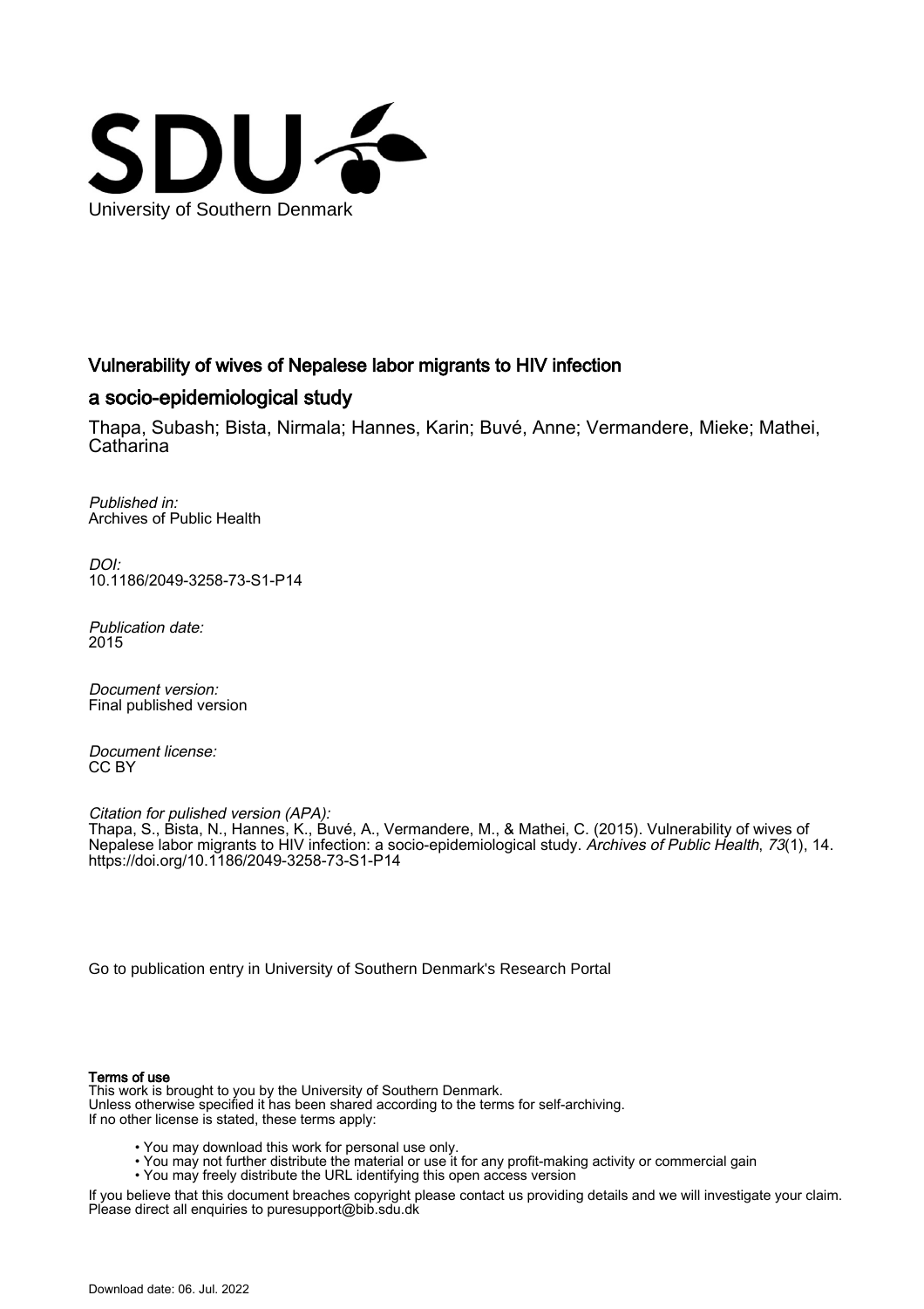University of Southern Denmark

# Vulnerability of wives of Nepalese labor migrants to HIV infection

## a socio-epidemiological study

Thapa, Subash; Bista, Nirmala; Hannes, Karin; Buvé, Anne; Vermandere, Mieke; Mathei, Catharina

*Published in:*
Archives of Public Health

*DOI:*
10.1186/2049-3258-73-S1-P14

*Publication date:*
2015

*Document version:*
Final published version

*Document license:*
CC BY

*Citation for pulished version (APA):*
Thapa, S., Bista, N., Hannes, K., Buvé, A., Vermandere, M., & Mathei, C. (2015). Vulnerability of wives of Nepalese labor migrants to HIV infection: a socio-epidemiological study. *Archives of Public Health*, *73*(1), 14. https://doi.org/10.1186/2049-3258-73-S1-P14

Go to publication entry in University of Southern Denmark's Research Portal

**Terms of use**
This work is brought to you by the University of Southern Denmark.
Unless otherwise specified it has been shared according to the terms for self-archiving.
If no other license is stated, these terms apply:

- You may download this work for personal use only.
- You may not further distribute the material or use it for any profit-making activity or commercial gain
- You may freely distribute the URL identifying this open access version

If you believe that this document breaches copyright please contact us providing details and we will investigate your claim.
Please direct all enquiries to puresupport@bib.sdu.dk

Download date: 06. Jul. 2022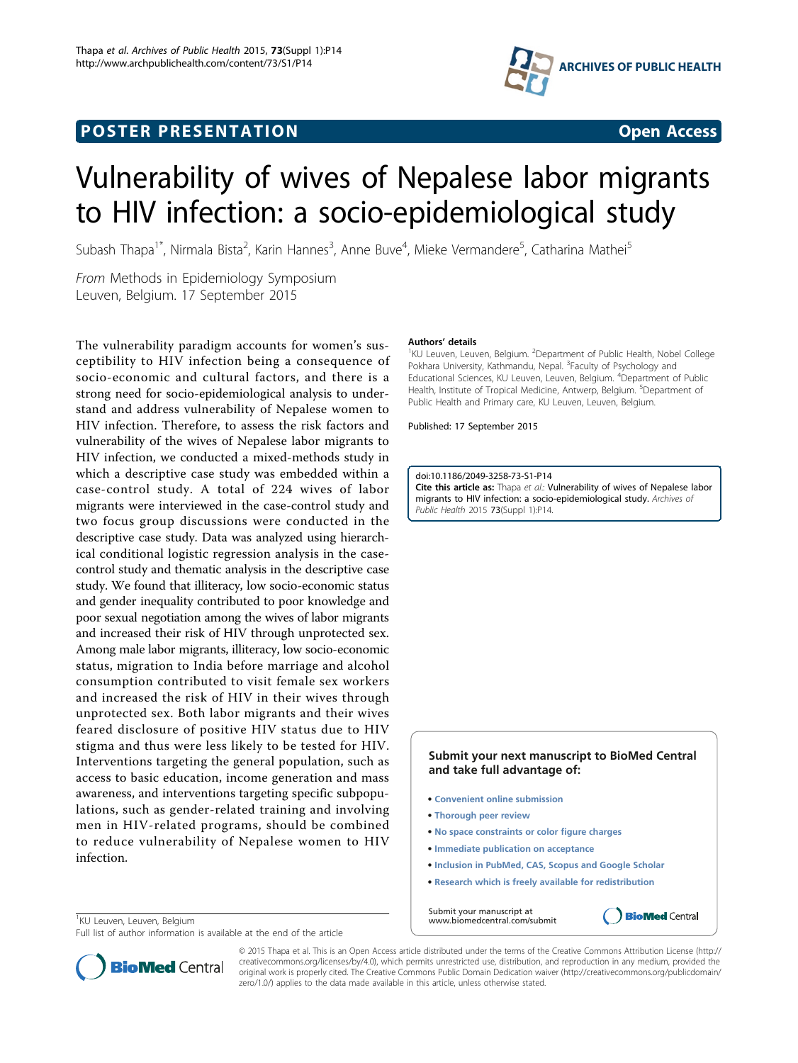## POSTER PRESENTATION

**Open Access**

# Vulnerability of wives of Nepalese labor migrants to HIV infection: a socio-epidemiological study

Subash Thapa[1*], Nirmala Bista[2], Karin Hannes[3], Anne Buve[4], Mieke Vermandere[5], Catharina Mathei[5]

*From* Methods in Epidemiology Symposium
Leuven, Belgium. 17 September 2015

The vulnerability paradigm accounts for women's susceptibility to HIV infection being a consequence of socio-economic and cultural factors, and there is a strong need for socio-epidemiological analysis to understand and address vulnerability of Nepalese women to HIV infection. Therefore, to assess the risk factors and vulnerability of the wives of Nepalese labor migrants to HIV infection, we conducted a mixed-methods study in which a descriptive case study was embedded within a case-control study. A total of 224 wives of labor migrants were interviewed in the case-control study and two focus group discussions were conducted in the descriptive case study. Data was analyzed using hierarchical conditional logistic regression analysis in the case-control study and thematic analysis in the descriptive case study. We found that illiteracy, low socio-economic status and gender inequality contributed to poor knowledge and poor sexual negotiation among the wives of labor migrants and increased their risk of HIV through unprotected sex. Among male labor migrants, illiteracy, low socio-economic status, migration to India before marriage and alcohol consumption contributed to visit female sex workers and increased the risk of HIV in their wives through unprotected sex. Both labor migrants and their wives feared disclosure of positive HIV status due to HIV stigma and thus were less likely to be tested for HIV. Interventions targeting the general population, such as access to basic education, income generation and mass awareness, and interventions targeting specific subpopulations, such as gender-related training and involving men in HIV-related programs, should be combined to reduce vulnerability of Nepalese women to HIV infection.

[1]KU Leuven, Leuven, Belgium
Full list of author information is available at the end of the article

#### Authors' details

[1]KU Leuven, Leuven, Belgium. [2]Department of Public Health, Nobel College Pokhara University, Kathmandu, Nepal. [3]Faculty of Psychology and Educational Sciences, KU Leuven, Leuven, Belgium. [4]Department of Public Health, Institute of Tropical Medicine, Antwerp, Belgium. [5]Department of Public Health and Primary care, KU Leuven, Leuven, Belgium.

Published: 17 September 2015

doi:10.1186/2049-3258-73-S1-P14
**Cite this article as:** Thapa *et al.*: Vulnerability of wives of Nepalese labor migrants to HIV infection: a socio-epidemiological study. *Archives of Public Health* 2015 **73**(Suppl 1):P14.

**Submit your next manuscript to BioMed Central and take full advantage of:**

- Convenient online submission
- Thorough peer review
- No space constraints or color figure charges
- Immediate publication on acceptance
- Inclusion in PubMed, CAS, Scopus and Google Scholar
- Research which is freely available for redistribution

Submit your manuscript at www.biomedcentral.com/submit

© 2015 Thapa et al. This is an Open Access article distributed under the terms of the Creative Commons Attribution License (http://creativecommons.org/licenses/by/4.0), which permits unrestricted use, distribution, and reproduction in any medium, provided the original work is properly cited. The Creative Commons Public Domain Dedication waiver (http://creativecommons.org/publicdomain/zero/1.0/) applies to the data made available in this article, unless otherwise stated.